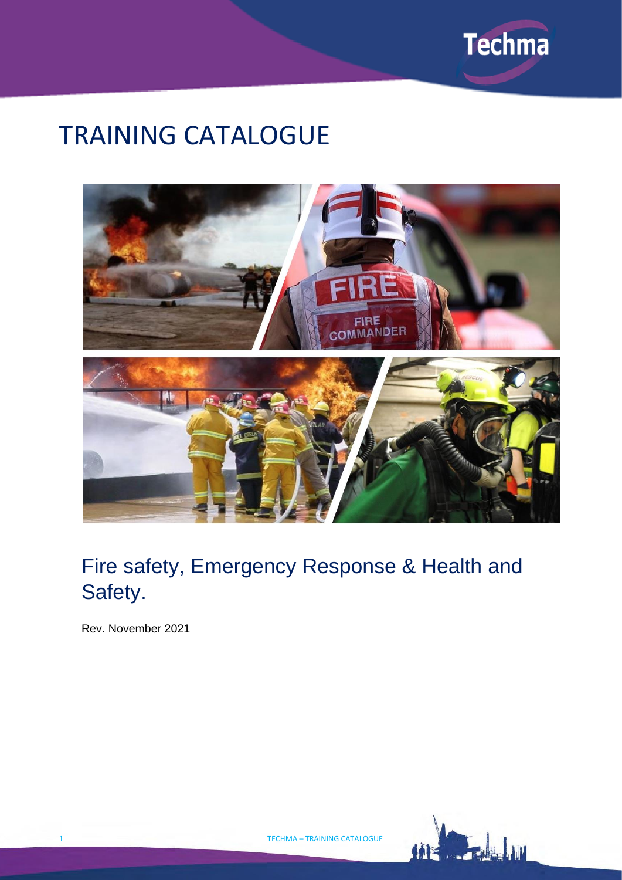Techma

# TRAINING CATALOGUE

## Fire safety, Emergency Response & Health and Safety.

Rev. November 2021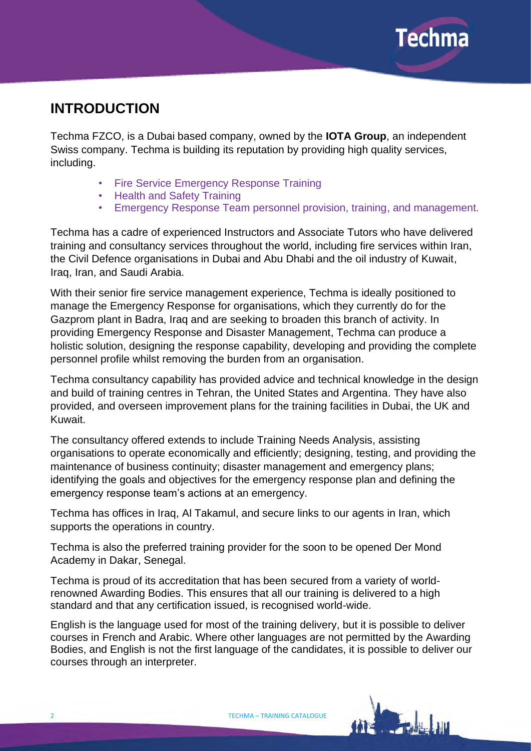## INTRODUCTION

Techma FZCO, is a Dubai based company, owned by the **IOTA Group**, an independent Swiss company. Techma is building its reputation by providing high quality services, including.

- Fire Service Emergency Response Training
- Health and Safety Training
- Emergency Response Team personnel provision, training, and management.

Techma has a cadre of experienced Instructors and Associate Tutors who have delivered training and consultancy services throughout the world, including fire services within Iran, the Civil Defence organisations in Dubai and Abu Dhabi and the oil industry of Kuwait, Iraq, Iran, and Saudi Arabia.

With their senior fire service management experience, Techma is ideally positioned to manage the Emergency Response for organisations, which they currently do for the Gazprom plant in Badra, Iraq and are seeking to broaden this branch of activity. In providing Emergency Response and Disaster Management, Techma can produce a holistic solution, designing the response capability, developing and providing the complete personnel profile whilst removing the burden from an organisation.

Techma consultancy capability has provided advice and technical knowledge in the design and build of training centres in Tehran, the United States and Argentina. They have also provided, and overseen improvement plans for the training facilities in Dubai, the UK and Kuwait.

The consultancy offered extends to include Training Needs Analysis, assisting organisations to operate economically and efficiently; designing, testing, and providing the maintenance of business continuity; disaster management and emergency plans; identifying the goals and objectives for the emergency response plan and defining the emergency response team's actions at an emergency.

Techma has offices in Iraq, Al Takamul, and secure links to our agents in Iran, which supports the operations in country.

Techma is also the preferred training provider for the soon to be opened Der Mond Academy in Dakar, Senegal.

Techma is proud of its accreditation that has been secured from a variety of world-renowned Awarding Bodies. This ensures that all our training is delivered to a high standard and that any certification issued, is recognised world-wide.

English is the language used for most of the training delivery, but it is possible to deliver courses in French and Arabic. Where other languages are not permitted by the Awarding Bodies, and English is not the first language of the candidates, it is possible to deliver our courses through an interpreter.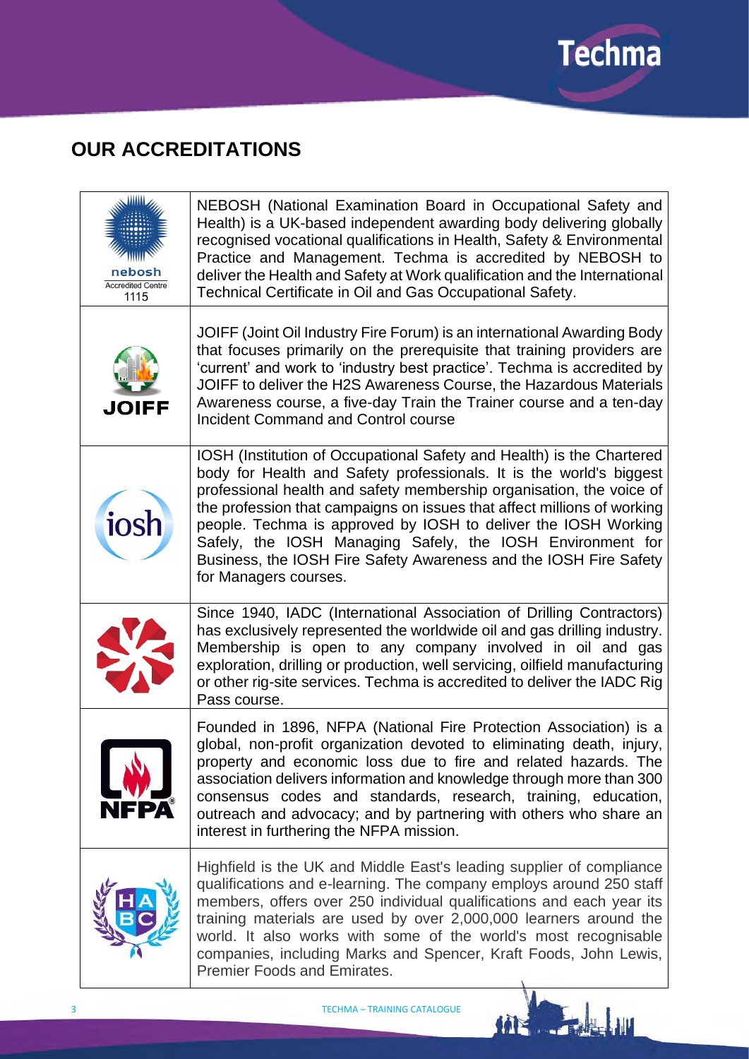## OUR ACCREDITATIONS

| | |
|---|---|
| nebosh Accredited Centre 1115 | NEBOSH (National Examination Board in Occupational Safety and Health) is a UK-based independent awarding body delivering globally recognised vocational qualifications in Health, Safety & Environmental Practice and Management. Techma is accredited by NEBOSH to deliver the Health and Safety at Work qualification and the International Technical Certificate in Oil and Gas Occupational Safety. |
| JOIFF | JOIFF (Joint Oil Industry Fire Forum) is an international Awarding Body that focuses primarily on the prerequisite that training providers are 'current' and work to 'industry best practice'. Techma is accredited by JOIFF to deliver the H2S Awareness Course, the Hazardous Materials Awareness course, a five-day Train the Trainer course and a ten-day Incident Command and Control course |
| iosh | IOSH (Institution of Occupational Safety and Health) is the Chartered body for Health and Safety professionals. It is the world's biggest professional health and safety membership organisation, the voice of the profession that campaigns on issues that affect millions of working people. Techma is approved by IOSH to deliver the IOSH Working Safely, the IOSH Managing Safely, the IOSH Environment for Business, the IOSH Fire Safety Awareness and the IOSH Fire Safety for Managers courses. |
| | Since 1940, IADC (International Association of Drilling Contractors) has exclusively represented the worldwide oil and gas drilling industry. Membership is open to any company involved in oil and gas exploration, drilling or production, well servicing, oilfield manufacturing or other rig-site services. Techma is accredited to deliver the IADC Rig Pass course. |
| NFPA® | Founded in 1896, NFPA (National Fire Protection Association) is a global, non-profit organization devoted to eliminating death, injury, property and economic loss due to fire and related hazards. The association delivers information and knowledge through more than 300 consensus codes and standards, research, training, education, outreach and advocacy; and by partnering with others who share an interest in furthering the NFPA mission. |
| HABC | Highfield is the UK and Middle East's leading supplier of compliance qualifications and e-learning. The company employs around 250 staff members, offers over 250 individual qualifications and each year its training materials are used by over 2,000,000 learners around the world. It also works with some of the world's most recognisable companies, including Marks and Spencer, Kraft Foods, John Lewis, Premier Foods and Emirates. |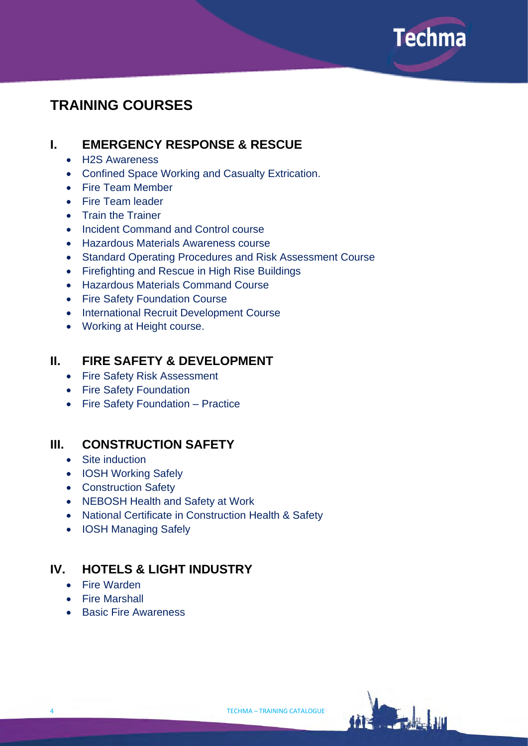# TRAINING COURSES

## I. EMERGENCY RESPONSE & RESCUE

- H2S Awareness
- Confined Space Working and Casualty Extrication.
- Fire Team Member
- Fire Team leader
- Train the Trainer
- Incident Command and Control course
- Hazardous Materials Awareness course
- Standard Operating Procedures and Risk Assessment Course
- Firefighting and Rescue in High Rise Buildings
- Hazardous Materials Command Course
- Fire Safety Foundation Course
- International Recruit Development Course
- Working at Height course.

## II. FIRE SAFETY & DEVELOPMENT

- Fire Safety Risk Assessment
- Fire Safety Foundation
- Fire Safety Foundation – Practice

## III. CONSTRUCTION SAFETY

- Site induction
- IOSH Working Safely
- Construction Safety
- NEBOSH Health and Safety at Work
- National Certificate in Construction Health & Safety
- IOSH Managing Safely

## IV. HOTELS & LIGHT INDUSTRY

- Fire Warden
- Fire Marshall
- Basic Fire Awareness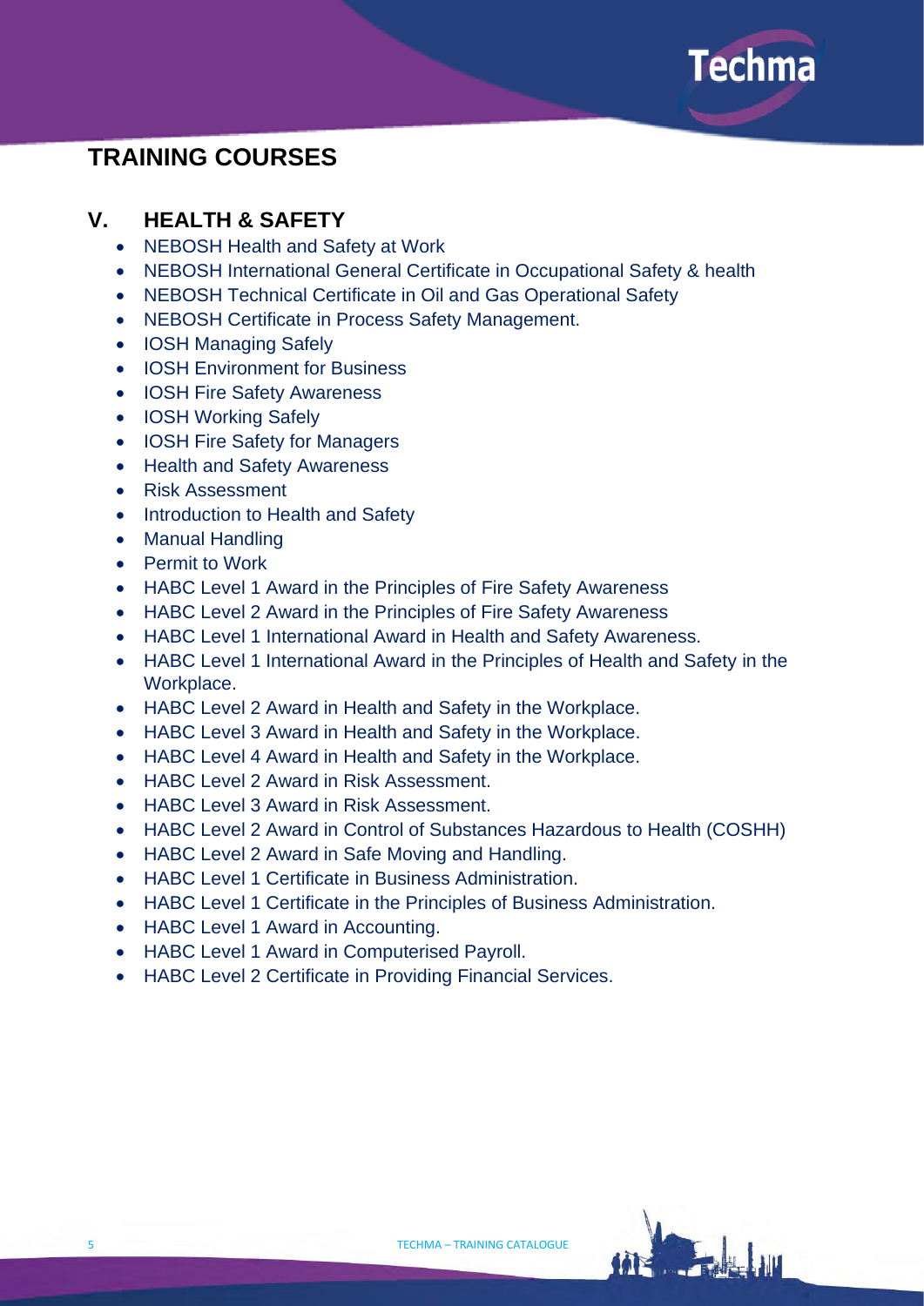# TRAINING COURSES

## V. HEALTH & SAFETY

- NEBOSH Health and Safety at Work
- NEBOSH International General Certificate in Occupational Safety & health
- NEBOSH Technical Certificate in Oil and Gas Operational Safety
- NEBOSH Certificate in Process Safety Management.
- IOSH Managing Safely
- IOSH Environment for Business
- IOSH Fire Safety Awareness
- IOSH Working Safely
- IOSH Fire Safety for Managers
- Health and Safety Awareness
- Risk Assessment
- Introduction to Health and Safety
- Manual Handling
- Permit to Work
- HABC Level 1 Award in the Principles of Fire Safety Awareness
- HABC Level 2 Award in the Principles of Fire Safety Awareness
- HABC Level 1 International Award in Health and Safety Awareness.
- HABC Level 1 International Award in the Principles of Health and Safety in the Workplace.
- HABC Level 2 Award in Health and Safety in the Workplace.
- HABC Level 3 Award in Health and Safety in the Workplace.
- HABC Level 4 Award in Health and Safety in the Workplace.
- HABC Level 2 Award in Risk Assessment.
- HABC Level 3 Award in Risk Assessment.
- HABC Level 2 Award in Control of Substances Hazardous to Health (COSHH)
- HABC Level 2 Award in Safe Moving and Handling.
- HABC Level 1 Certificate in Business Administration.
- HABC Level 1 Certificate in the Principles of Business Administration.
- HABC Level 1 Award in Accounting.
- HABC Level 1 Award in Computerised Payroll.
- HABC Level 2 Certificate in Providing Financial Services.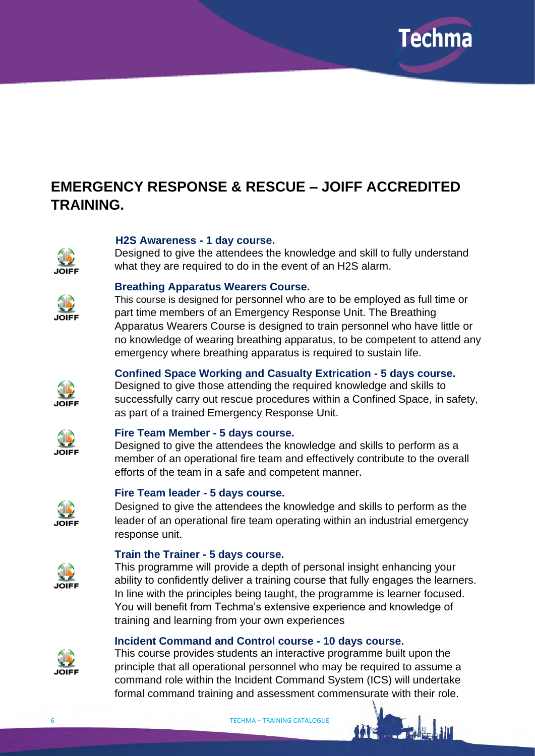# EMERGENCY RESPONSE & RESCUE – JOIFF ACCREDITED TRAINING.

### H2S Awareness - 1 day course.

Designed to give the attendees the knowledge and skill to fully understand what they are required to do in the event of an H2S alarm.

### Breathing Apparatus Wearers Course.

This course is designed for personnel who are to be employed as full time or part time members of an Emergency Response Unit. The Breathing Apparatus Wearers Course is designed to train personnel who have little or no knowledge of wearing breathing apparatus, to be competent to attend any emergency where breathing apparatus is required to sustain life.

### Confined Space Working and Casualty Extrication - 5 days course.

Designed to give those attending the required knowledge and skills to successfully carry out rescue procedures within a Confined Space, in safety, as part of a trained Emergency Response Unit.

### Fire Team Member - 5 days course.

Designed to give the attendees the knowledge and skills to perform as a member of an operational fire team and effectively contribute to the overall efforts of the team in a safe and competent manner.

### Fire Team leader - 5 days course.

Designed to give the attendees the knowledge and skills to perform as the leader of an operational fire team operating within an industrial emergency response unit.

### Train the Trainer - 5 days course.

This programme will provide a depth of personal insight enhancing your ability to confidently deliver a training course that fully engages the learners. In line with the principles being taught, the programme is learner focused. You will benefit from Techma's extensive experience and knowledge of training and learning from your own experiences

### Incident Command and Control course - 10 days course.

This course provides students an interactive programme built upon the principle that all operational personnel who may be required to assume a command role within the Incident Command System (ICS) will undertake formal command training and assessment commensurate with their role.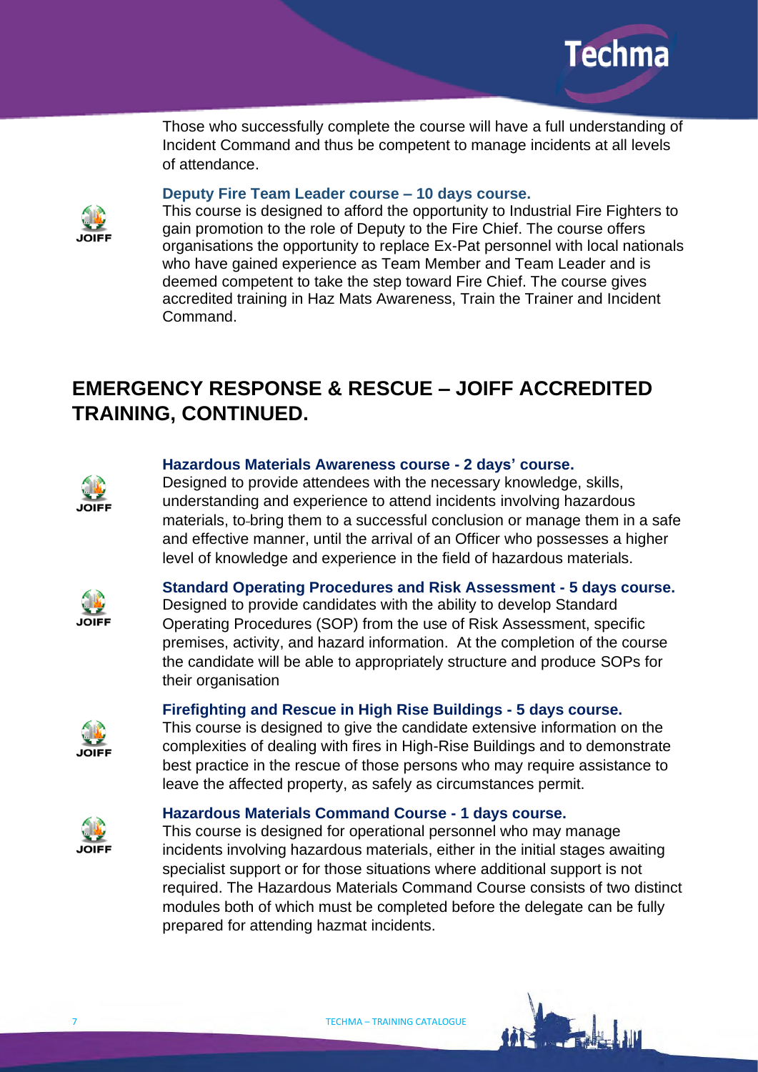Those who successfully complete the course will have a full understanding of Incident Command and thus be competent to manage incidents at all levels of attendance.

### Deputy Fire Team Leader course – 10 days course.

This course is designed to afford the opportunity to Industrial Fire Fighters to gain promotion to the role of Deputy to the Fire Chief. The course offers organisations the opportunity to replace Ex-Pat personnel with local nationals who have gained experience as Team Member and Team Leader and is deemed competent to take the step toward Fire Chief. The course gives accredited training in Haz Mats Awareness, Train the Trainer and Incident Command.

## EMERGENCY RESPONSE & RESCUE – JOIFF ACCREDITED TRAINING, CONTINUED.

### Hazardous Materials Awareness course - 2 days' course.

Designed to provide attendees with the necessary knowledge, skills, understanding and experience to attend incidents involving hazardous materials, to bring them to a successful conclusion or manage them in a safe and effective manner, until the arrival of an Officer who possesses a higher level of knowledge and experience in the field of hazardous materials.

### Standard Operating Procedures and Risk Assessment - 5 days course.

Designed to provide candidates with the ability to develop Standard Operating Procedures (SOP) from the use of Risk Assessment, specific premises, activity, and hazard information. At the completion of the course the candidate will be able to appropriately structure and produce SOPs for their organisation

### Firefighting and Rescue in High Rise Buildings - 5 days course.

This course is designed to give the candidate extensive information on the complexities of dealing with fires in High-Rise Buildings and to demonstrate best practice in the rescue of those persons who may require assistance to leave the affected property, as safely as circumstances permit.

### Hazardous Materials Command Course - 1 days course.

This course is designed for operational personnel who may manage incidents involving hazardous materials, either in the initial stages awaiting specialist support or for those situations where additional support is not required. The Hazardous Materials Command Course consists of two distinct modules both of which must be completed before the delegate can be fully prepared for attending hazmat incidents.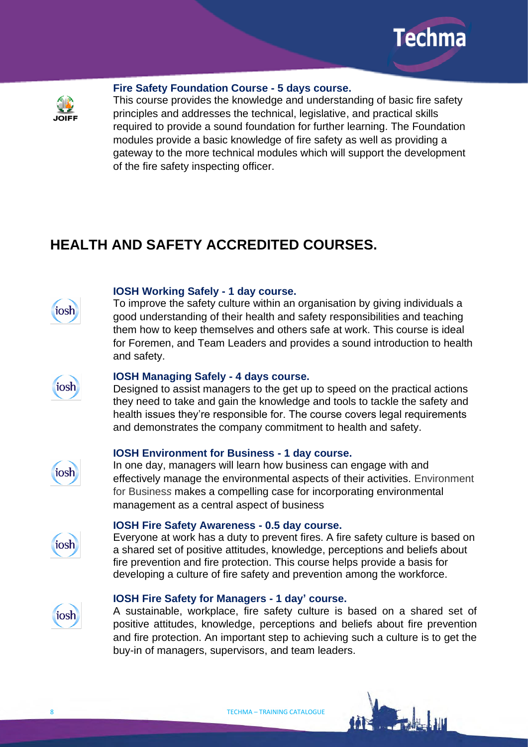**Fire Safety Foundation Course - 5 days course.**

This course provides the knowledge and understanding of basic fire safety principles and addresses the technical, legislative, and practical skills required to provide a sound foundation for further learning. The Foundation modules provide a basic knowledge of fire safety as well as providing a gateway to the more technical modules which will support the development of the fire safety inspecting officer.

# HEALTH AND SAFETY ACCREDITED COURSES.

**IOSH Working Safely - 1 day course.**

To improve the safety culture within an organisation by giving individuals a good understanding of their health and safety responsibilities and teaching them how to keep themselves and others safe at work. This course is ideal for Foremen, and Team Leaders and provides a sound introduction to health and safety.

**IOSH Managing Safely - 4 days course.**

Designed to assist managers to the get up to speed on the practical actions they need to take and gain the knowledge and tools to tackle the safety and health issues they're responsible for. The course covers legal requirements and demonstrates the company commitment to health and safety.

**IOSH Environment for Business - 1 day course.**

In one day, managers will learn how business can engage with and effectively manage the environmental aspects of their activities. Environment for Business makes a compelling case for incorporating environmental management as a central aspect of business

**IOSH Fire Safety Awareness - 0.5 day course.**

Everyone at work has a duty to prevent fires. A fire safety culture is based on a shared set of positive attitudes, knowledge, perceptions and beliefs about fire prevention and fire protection. This course helps provide a basis for developing a culture of fire safety and prevention among the workforce.

**IOSH Fire Safety for Managers - 1 day' course.**

A sustainable, workplace, fire safety culture is based on a shared set of positive attitudes, knowledge, perceptions and beliefs about fire prevention and fire protection. An important step to achieving such a culture is to get the buy-in of managers, supervisors, and team leaders.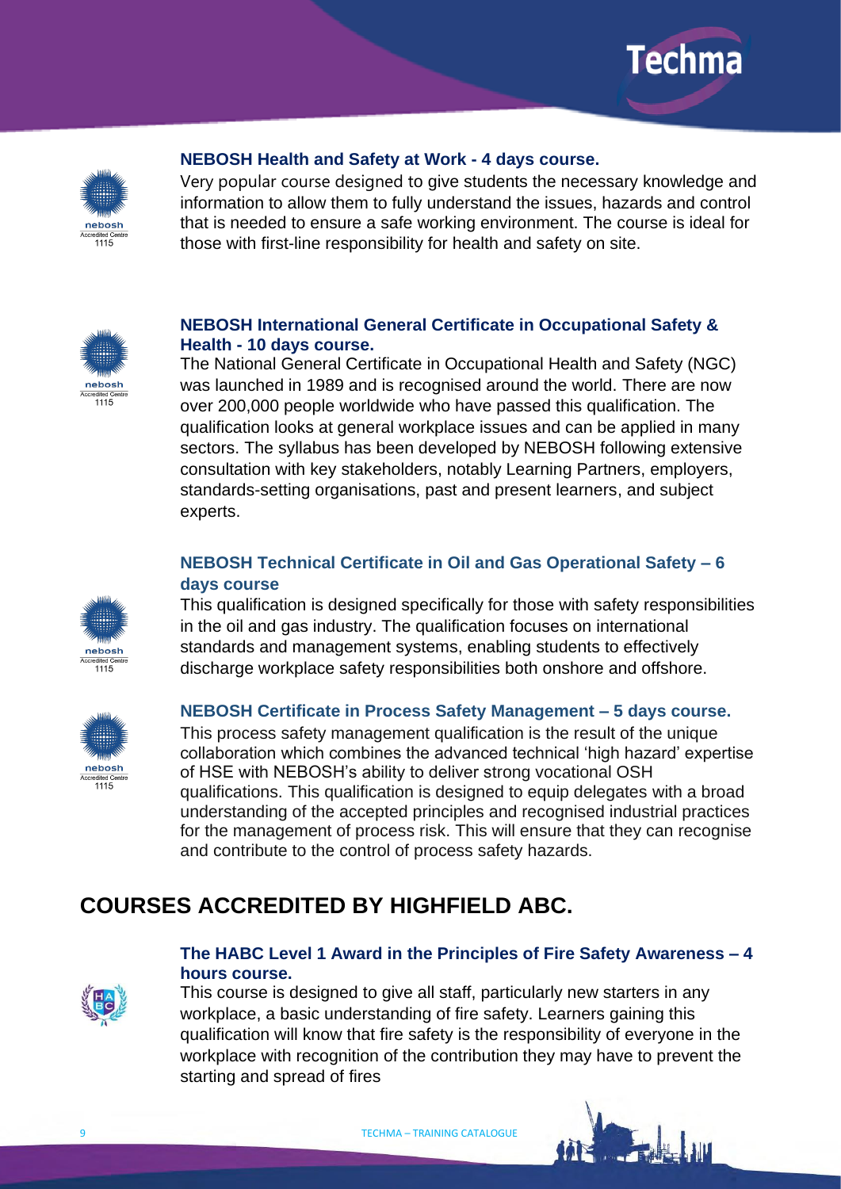### NEBOSH Health and Safety at Work - 4 days course.

Very popular course designed to give students the necessary knowledge and information to allow them to fully understand the issues, hazards and control that is needed to ensure a safe working environment. The course is ideal for those with first-line responsibility for health and safety on site.

### NEBOSH International General Certificate in Occupational Safety & Health - 10 days course.

The National General Certificate in Occupational Health and Safety (NGC) was launched in 1989 and is recognised around the world. There are now over 200,000 people worldwide who have passed this qualification. The qualification looks at general workplace issues and can be applied in many sectors. The syllabus has been developed by NEBOSH following extensive consultation with key stakeholders, notably Learning Partners, employers, standards-setting organisations, past and present learners, and subject experts.

### NEBOSH Technical Certificate in Oil and Gas Operational Safety – 6 days course

This qualification is designed specifically for those with safety responsibilities in the oil and gas industry. The qualification focuses on international standards and management systems, enabling students to effectively discharge workplace safety responsibilities both onshore and offshore.

### NEBOSH Certificate in Process Safety Management – 5 days course.

This process safety management qualification is the result of the unique collaboration which combines the advanced technical 'high hazard' expertise of HSE with NEBOSH's ability to deliver strong vocational OSH qualifications. This qualification is designed to equip delegates with a broad understanding of the accepted principles and recognised industrial practices for the management of process risk. This will ensure that they can recognise and contribute to the control of process safety hazards.

## COURSES ACCREDITED BY HIGHFIELD ABC.

### The HABC Level 1 Award in the Principles of Fire Safety Awareness – 4 hours course.

This course is designed to give all staff, particularly new starters in any workplace, a basic understanding of fire safety. Learners gaining this qualification will know that fire safety is the responsibility of everyone in the workplace with recognition of the contribution they may have to prevent the starting and spread of fires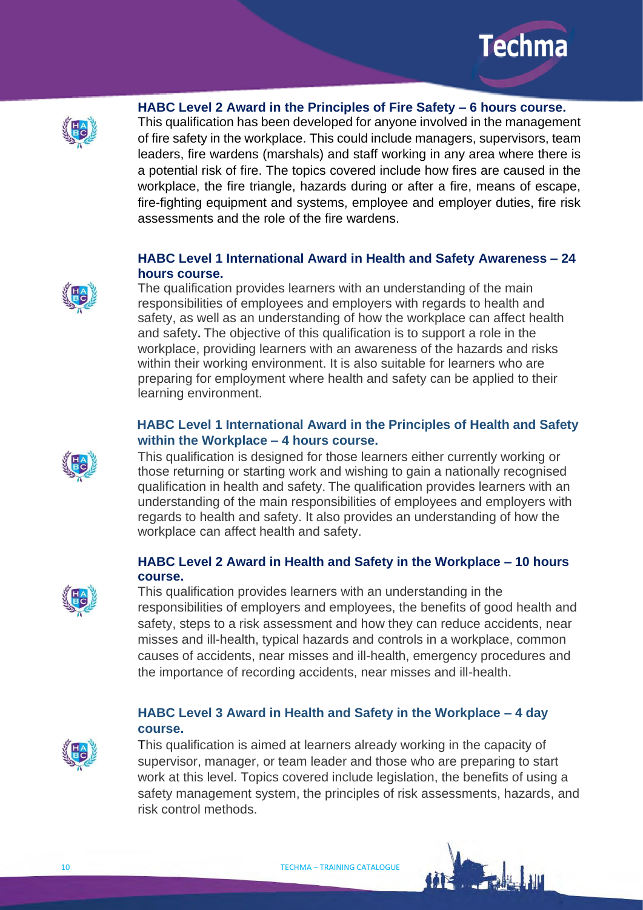### HABC Level 2 Award in the Principles of Fire Safety – 6 hours course.

This qualification has been developed for anyone involved in the management of fire safety in the workplace. This could include managers, supervisors, team leaders, fire wardens (marshals) and staff working in any area where there is a potential risk of fire. The topics covered include how fires are caused in the workplace, the fire triangle, hazards during or after a fire, means of escape, fire-fighting equipment and systems, employee and employer duties, fire risk assessments and the role of the fire wardens.

### HABC Level 1 International Award in Health and Safety Awareness – 24 hours course.

The qualification provides learners with an understanding of the main responsibilities of employees and employers with regards to health and safety, as well as an understanding of how the workplace can affect health and safety. The objective of this qualification is to support a role in the workplace, providing learners with an awareness of the hazards and risks within their working environment. It is also suitable for learners who are preparing for employment where health and safety can be applied to their learning environment.

### HABC Level 1 International Award in the Principles of Health and Safety within the Workplace – 4 hours course.

This qualification is designed for those learners either currently working or those returning or starting work and wishing to gain a nationally recognised qualification in health and safety. The qualification provides learners with an understanding of the main responsibilities of employees and employers with regards to health and safety. It also provides an understanding of how the workplace can affect health and safety.

### HABC Level 2 Award in Health and Safety in the Workplace – 10 hours course.

This qualification provides learners with an understanding in the responsibilities of employers and employees, the benefits of good health and safety, steps to a risk assessment and how they can reduce accidents, near misses and ill-health, typical hazards and controls in a workplace, common causes of accidents, near misses and ill-health, emergency procedures and the importance of recording accidents, near misses and ill-health.

### HABC Level 3 Award in Health and Safety in the Workplace – 4 day course.

This qualification is aimed at learners already working in the capacity of supervisor, manager, or team leader and those who are preparing to start work at this level. Topics covered include legislation, the benefits of using a safety management system, the principles of risk assessments, hazards, and risk control methods.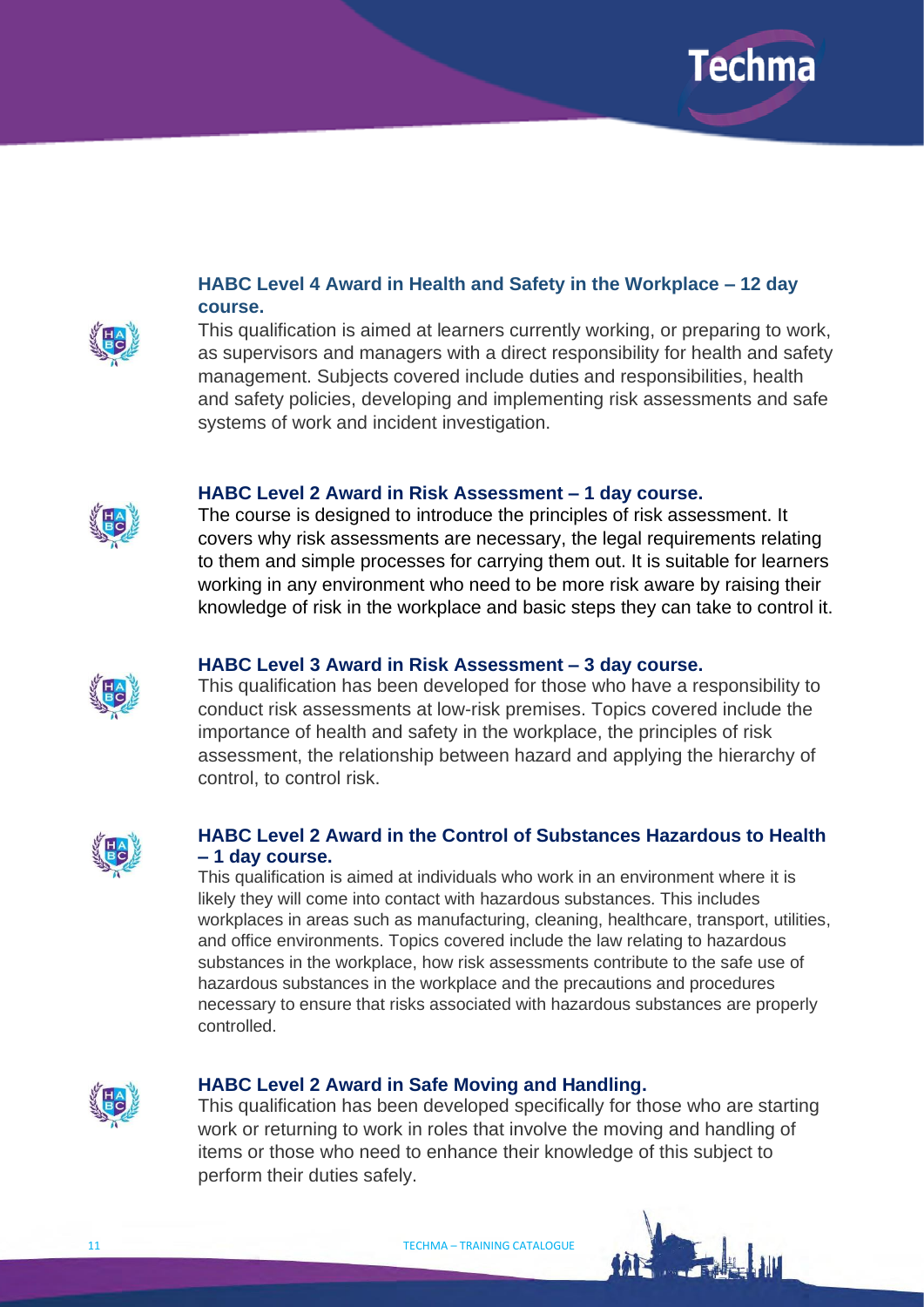### HABC Level 4 Award in Health and Safety in the Workplace – 12 day course.

This qualification is aimed at learners currently working, or preparing to work, as supervisors and managers with a direct responsibility for health and safety management. Subjects covered include duties and responsibilities, health and safety policies, developing and implementing risk assessments and safe systems of work and incident investigation.

### HABC Level 2 Award in Risk Assessment – 1 day course.

The course is designed to introduce the principles of risk assessment. It covers why risk assessments are necessary, the legal requirements relating to them and simple processes for carrying them out. It is suitable for learners working in any environment who need to be more risk aware by raising their knowledge of risk in the workplace and basic steps they can take to control it.

### HABC Level 3 Award in Risk Assessment – 3 day course.

This qualification has been developed for those who have a responsibility to conduct risk assessments at low-risk premises. Topics covered include the importance of health and safety in the workplace, the principles of risk assessment, the relationship between hazard and applying the hierarchy of control, to control risk.

### HABC Level 2 Award in the Control of Substances Hazardous to Health – 1 day course.

This qualification is aimed at individuals who work in an environment where it is likely they will come into contact with hazardous substances. This includes workplaces in areas such as manufacturing, cleaning, healthcare, transport, utilities, and office environments. Topics covered include the law relating to hazardous substances in the workplace, how risk assessments contribute to the safe use of hazardous substances in the workplace and the precautions and procedures necessary to ensure that risks associated with hazardous substances are properly controlled.

### HABC Level 2 Award in Safe Moving and Handling.

This qualification has been developed specifically for those who are starting work or returning to work in roles that involve the moving and handling of items or those who need to enhance their knowledge of this subject to perform their duties safely.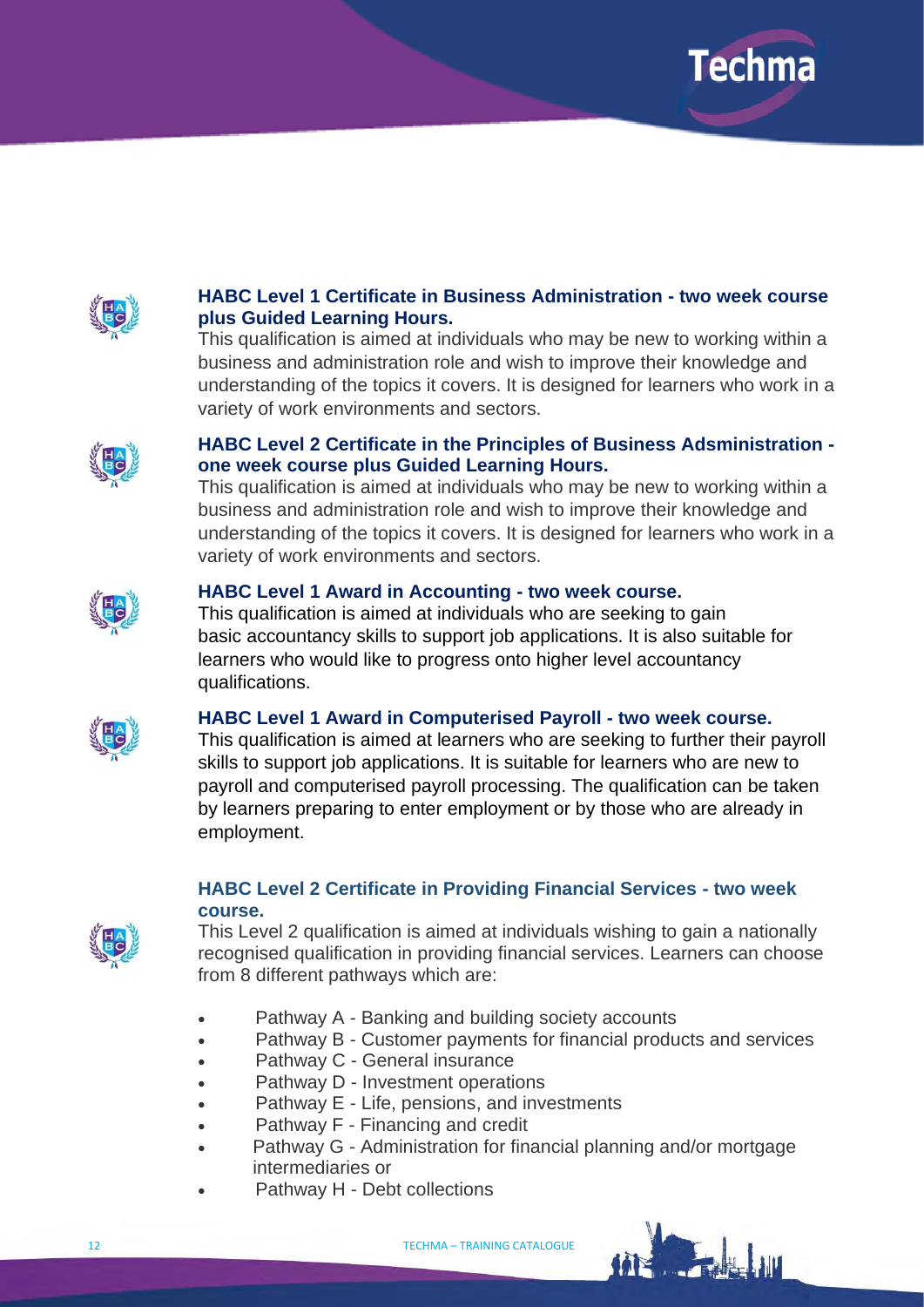### HABC Level 1 Certificate in Business Administration - two week course plus Guided Learning Hours.

This qualification is aimed at individuals who may be new to working within a business and administration role and wish to improve their knowledge and understanding of the topics it covers. It is designed for learners who work in a variety of work environments and sectors.

### HABC Level 2 Certificate in the Principles of Business Adsministration - one week course plus Guided Learning Hours.

This qualification is aimed at individuals who may be new to working within a business and administration role and wish to improve their knowledge and understanding of the topics it covers. It is designed for learners who work in a variety of work environments and sectors.

### HABC Level 1 Award in Accounting - two week course.

This qualification is aimed at individuals who are seeking to gain basic accountancy skills to support job applications. It is also suitable for learners who would like to progress onto higher level accountancy qualifications.

### HABC Level 1 Award in Computerised Payroll - two week course.

This qualification is aimed at learners who are seeking to further their payroll skills to support job applications. It is suitable for learners who are new to payroll and computerised payroll processing. The qualification can be taken by learners preparing to enter employment or by those who are already in employment.

### HABC Level 2 Certificate in Providing Financial Services - two week course.

This Level 2 qualification is aimed at individuals wishing to gain a nationally recognised qualification in providing financial services. Learners can choose from 8 different pathways which are:

- Pathway A - Banking and building society accounts
- Pathway B - Customer payments for financial products and services
- Pathway C - General insurance
- Pathway D - Investment operations
- Pathway E - Life, pensions, and investments
- Pathway F - Financing and credit
- Pathway G - Administration for financial planning and/or mortgage intermediaries or
- Pathway H - Debt collections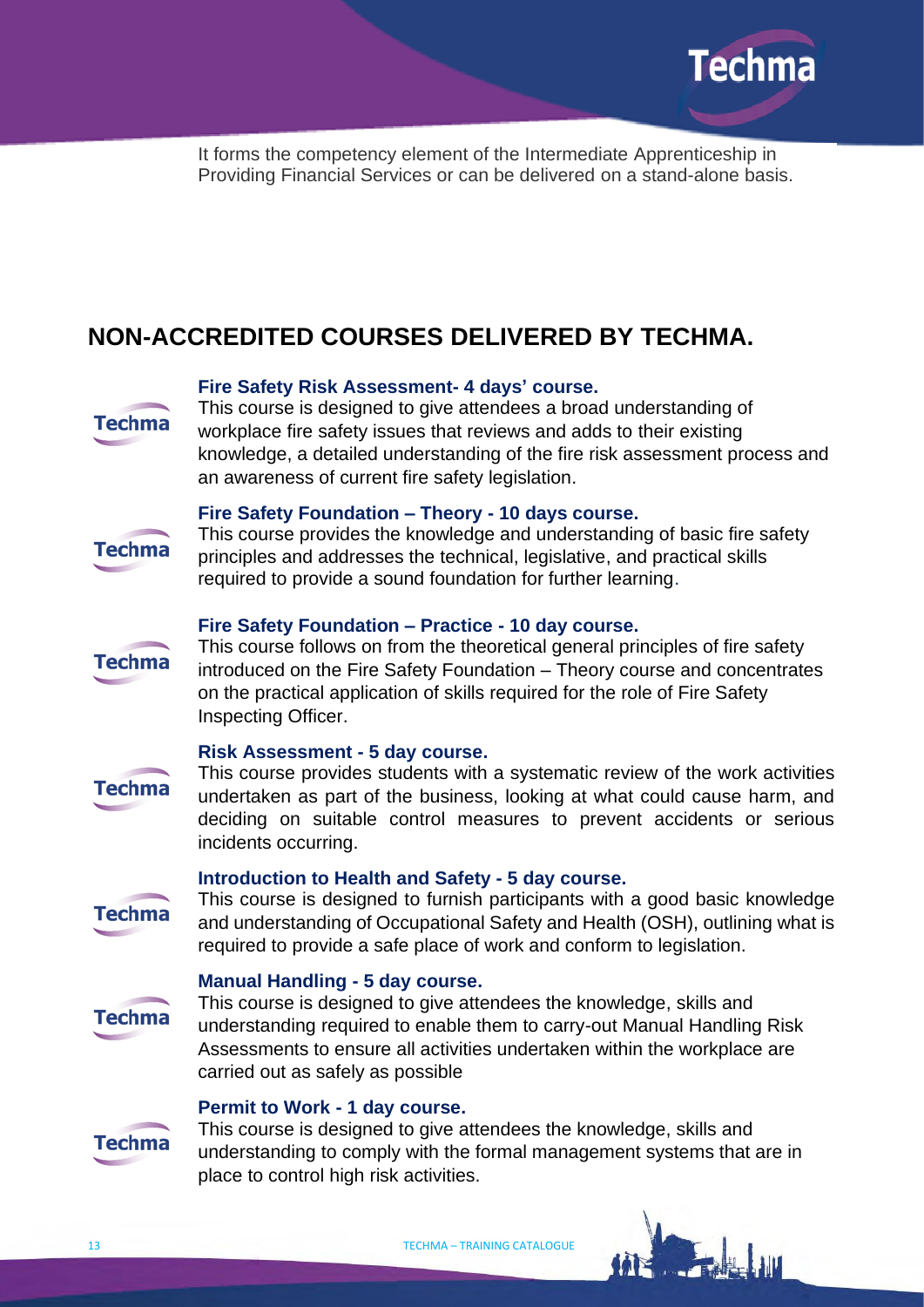It forms the competency element of the Intermediate Apprenticeship in Providing Financial Services or can be delivered on a stand-alone basis.

## NON-ACCREDITED COURSES DELIVERED BY TECHMA.

### Fire Safety Risk Assessment- 4 days' course.

This course is designed to give attendees a broad understanding of workplace fire safety issues that reviews and adds to their existing knowledge, a detailed understanding of the fire risk assessment process and an awareness of current fire safety legislation.

### Fire Safety Foundation – Theory - 10 days course.

This course provides the knowledge and understanding of basic fire safety principles and addresses the technical, legislative, and practical skills required to provide a sound foundation for further learning.

### Fire Safety Foundation – Practice - 10 day course.

This course follows on from the theoretical general principles of fire safety introduced on the Fire Safety Foundation – Theory course and concentrates on the practical application of skills required for the role of Fire Safety Inspecting Officer.

### Risk Assessment - 5 day course.

This course provides students with a systematic review of the work activities undertaken as part of the business, looking at what could cause harm, and deciding on suitable control measures to prevent accidents or serious incidents occurring.

### Introduction to Health and Safety - 5 day course.

This course is designed to furnish participants with a good basic knowledge and understanding of Occupational Safety and Health (OSH), outlining what is required to provide a safe place of work and conform to legislation.

### Manual Handling - 5 day course.

This course is designed to give attendees the knowledge, skills and understanding required to enable them to carry-out Manual Handling Risk Assessments to ensure all activities undertaken within the workplace are carried out as safely as possible

### Permit to Work - 1 day course.

This course is designed to give attendees the knowledge, skills and understanding to comply with the formal management systems that are in place to control high risk activities.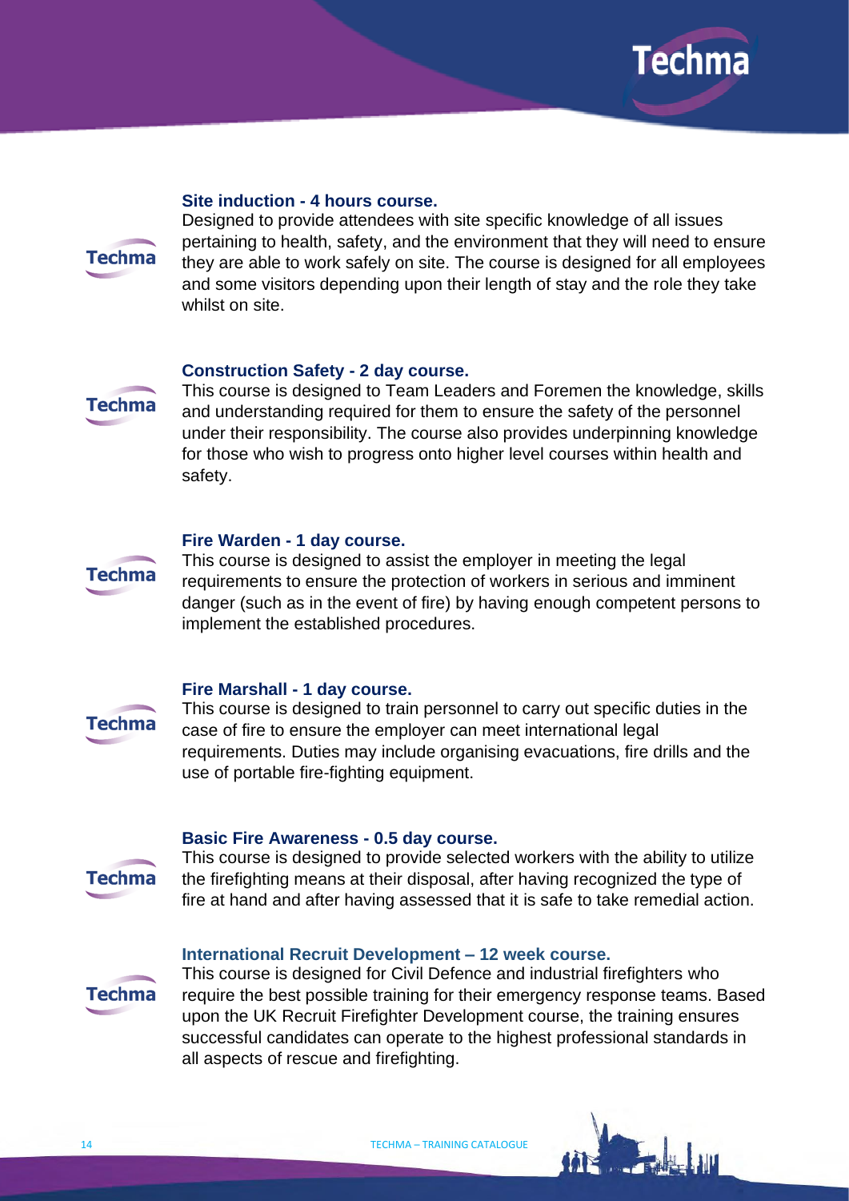### Site induction - 4 hours course.

Designed to provide attendees with site specific knowledge of all issues pertaining to health, safety, and the environment that they will need to ensure they are able to work safely on site. The course is designed for all employees and some visitors depending upon their length of stay and the role they take whilst on site.

### Construction Safety - 2 day course.

This course is designed to Team Leaders and Foremen the knowledge, skills and understanding required for them to ensure the safety of the personnel under their responsibility. The course also provides underpinning knowledge for those who wish to progress onto higher level courses within health and safety.

### Fire Warden - 1 day course.

This course is designed to assist the employer in meeting the legal requirements to ensure the protection of workers in serious and imminent danger (such as in the event of fire) by having enough competent persons to implement the established procedures.

### Fire Marshall - 1 day course.

This course is designed to train personnel to carry out specific duties in the case of fire to ensure the employer can meet international legal requirements. Duties may include organising evacuations, fire drills and the use of portable fire-fighting equipment.

### Basic Fire Awareness - 0.5 day course.

This course is designed to provide selected workers with the ability to utilize the firefighting means at their disposal, after having recognized the type of fire at hand and after having assessed that it is safe to take remedial action.

### International Recruit Development – 12 week course.

This course is designed for Civil Defence and industrial firefighters who require the best possible training for their emergency response teams. Based upon the UK Recruit Firefighter Development course, the training ensures successful candidates can operate to the highest professional standards in all aspects of rescue and firefighting.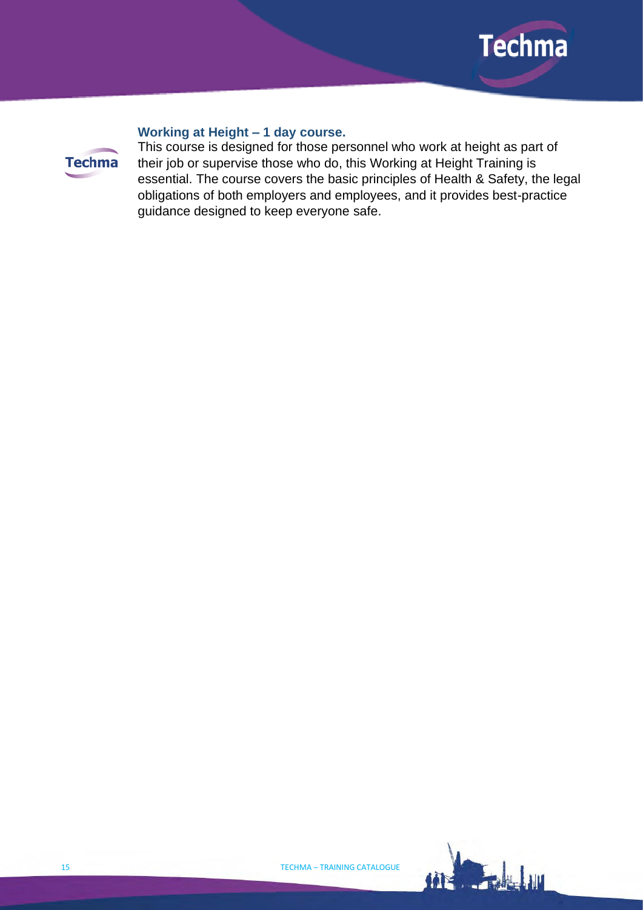### Working at Height – 1 day course.

This course is designed for those personnel who work at height as part of their job or supervise those who do, this Working at Height Training is essential. The course covers the basic principles of Health & Safety, the legal obligations of both employers and employees, and it provides best-practice guidance designed to keep everyone safe.